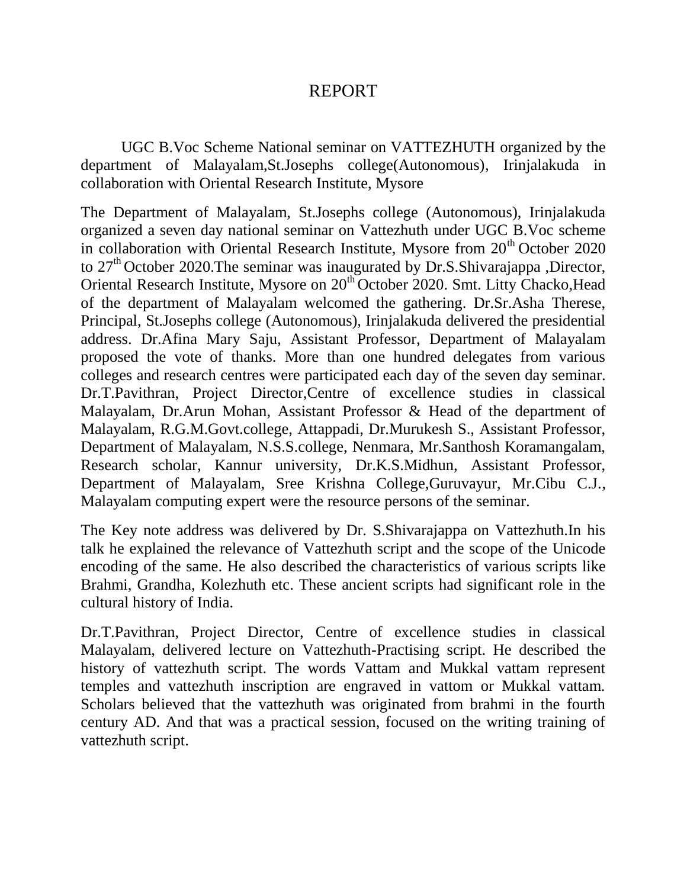# REPORT

UGC B.Voc Scheme National seminar on VATTEZHUTH organized by the department of Malayalam,St.Josephs college(Autonomous), Irinjalakuda in collaboration with Oriental Research Institute, Mysore

The Department of Malayalam, St.Josephs college (Autonomous), Irinjalakuda organized a seven day national seminar on Vattezhuth under UGC B.Voc scheme in collaboration with Oriental Research Institute, Mysore from 20th October 2020 to 27th October 2020.The seminar was inaugurated by Dr.S.Shivarajappa ,Director, Oriental Research Institute, Mysore on 20th October 2020. Smt. Litty Chacko,Head of the department of Malayalam welcomed the gathering. Dr.Sr.Asha Therese, Principal, St.Josephs college (Autonomous), Irinjalakuda delivered the presidential address. Dr.Afina Mary Saju, Assistant Professor, Department of Malayalam proposed the vote of thanks. More than one hundred delegates from various colleges and research centres were participated each day of the seven day seminar. Dr.T.Pavithran, Project Director,Centre of excellence studies in classical Malayalam, Dr.Arun Mohan, Assistant Professor & Head of the department of Malayalam, R.G.M.Govt.college, Attappadi, Dr.Murukesh S., Assistant Professor, Department of Malayalam, N.S.S.college, Nenmara, Mr.Santhosh Koramangalam, Research scholar, Kannur university, Dr.K.S.Midhun, Assistant Professor, Department of Malayalam, Sree Krishna College,Guruvayur, Mr.Cibu C.J., Malayalam computing expert were the resource persons of the seminar.

The Key note address was delivered by Dr. S.Shivarajappa on Vattezhuth.In his talk he explained the relevance of Vattezhuth script and the scope of the Unicode encoding of the same. He also described the characteristics of various scripts like Brahmi, Grandha, Kolezhuth etc. These ancient scripts had significant role in the cultural history of India.

Dr.T.Pavithran, Project Director, Centre of excellence studies in classical Malayalam, delivered lecture on Vattezhuth-Practising script. He described the history of vattezhuth script. The words Vattam and Mukkal vattam represent temples and vattezhuth inscription are engraved in vattom or Mukkal vattam. Scholars believed that the vattezhuth was originated from brahmi in the fourth century AD. And that was a practical session, focused on the writing training of vattezhuth script.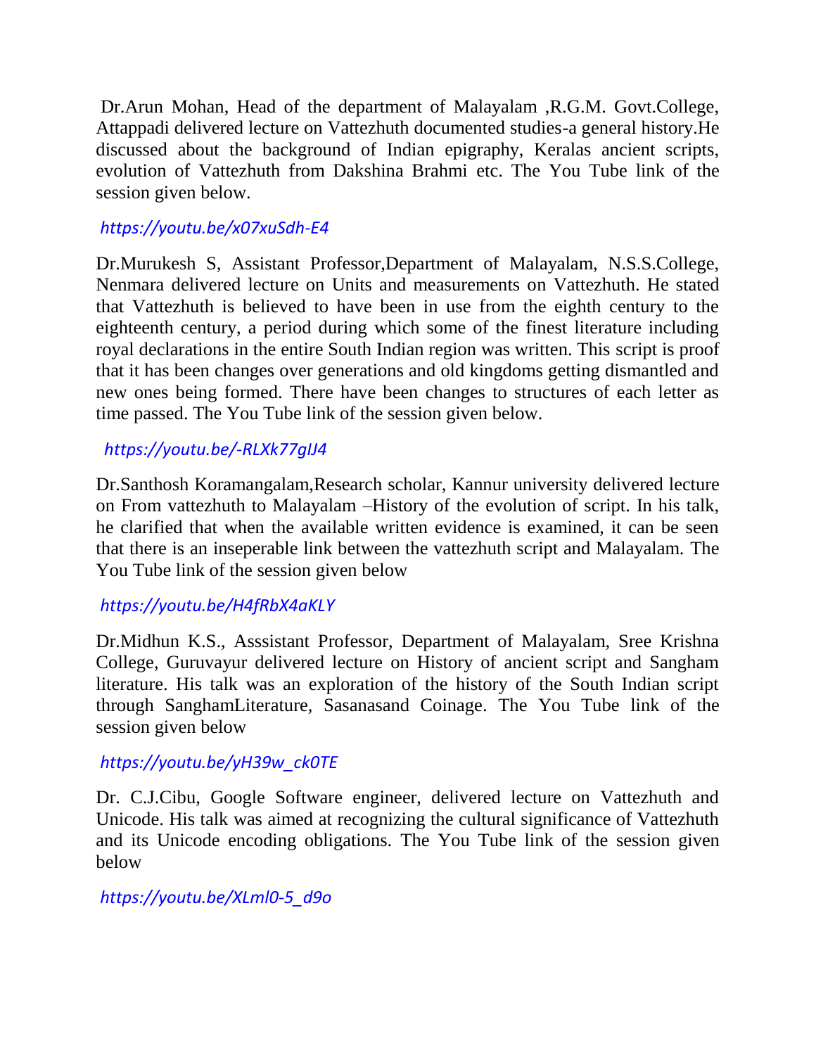Dr.Arun Mohan, Head of the department of Malayalam ,R.G.M. Govt.College, Attappadi delivered lecture on Vattezhuth documented studies-a general history.He discussed about the background of Indian epigraphy, Keralas ancient scripts, evolution of Vattezhuth from Dakshina Brahmi etc. The You Tube link of the session given below.

*https://youtu.be/x07xuSdh-E4*

Dr.Murukesh S, Assistant Professor,Department of Malayalam, N.S.S.College, Nenmara delivered lecture on Units and measurements on Vattezhuth. He stated that Vattezhuth is believed to have been in use from the eighth century to the eighteenth century, a period during which some of the finest literature including royal declarations in the entire South Indian region was written. This script is proof that it has been changes over generations and old kingdoms getting dismantled and new ones being formed. There have been changes to structures of each letter as time passed. The You Tube link of the session given below.

*https://youtu.be/-RLXk77gIJ4*

Dr.Santhosh Koramangalam,Research scholar, Kannur university delivered lecture on From vattezhuth to Malayalam –History of the evolution of script. In his talk, he clarified that when the available written evidence is examined, it can be seen that there is an inseperable link between the vattezhuth script and Malayalam. The You Tube link of the session given below

*https://youtu.be/H4fRbX4aKLY*

Dr.Midhun K.S., Asssistant Professor, Department of Malayalam, Sree Krishna College, Guruvayur delivered lecture on History of ancient script and Sangham literature. His talk was an exploration of the history of the South Indian script through SanghamLiterature, Sasanasand Coinage. The You Tube link of the session given below

*https://youtu.be/yH39w_ck0TE*

Dr. C.J.Cibu, Google Software engineer, delivered lecture on Vattezhuth and Unicode. His talk was aimed at recognizing the cultural significance of Vattezhuth and its Unicode encoding obligations. The You Tube link of the session given below

*https://youtu.be/XLml0-5_d9o*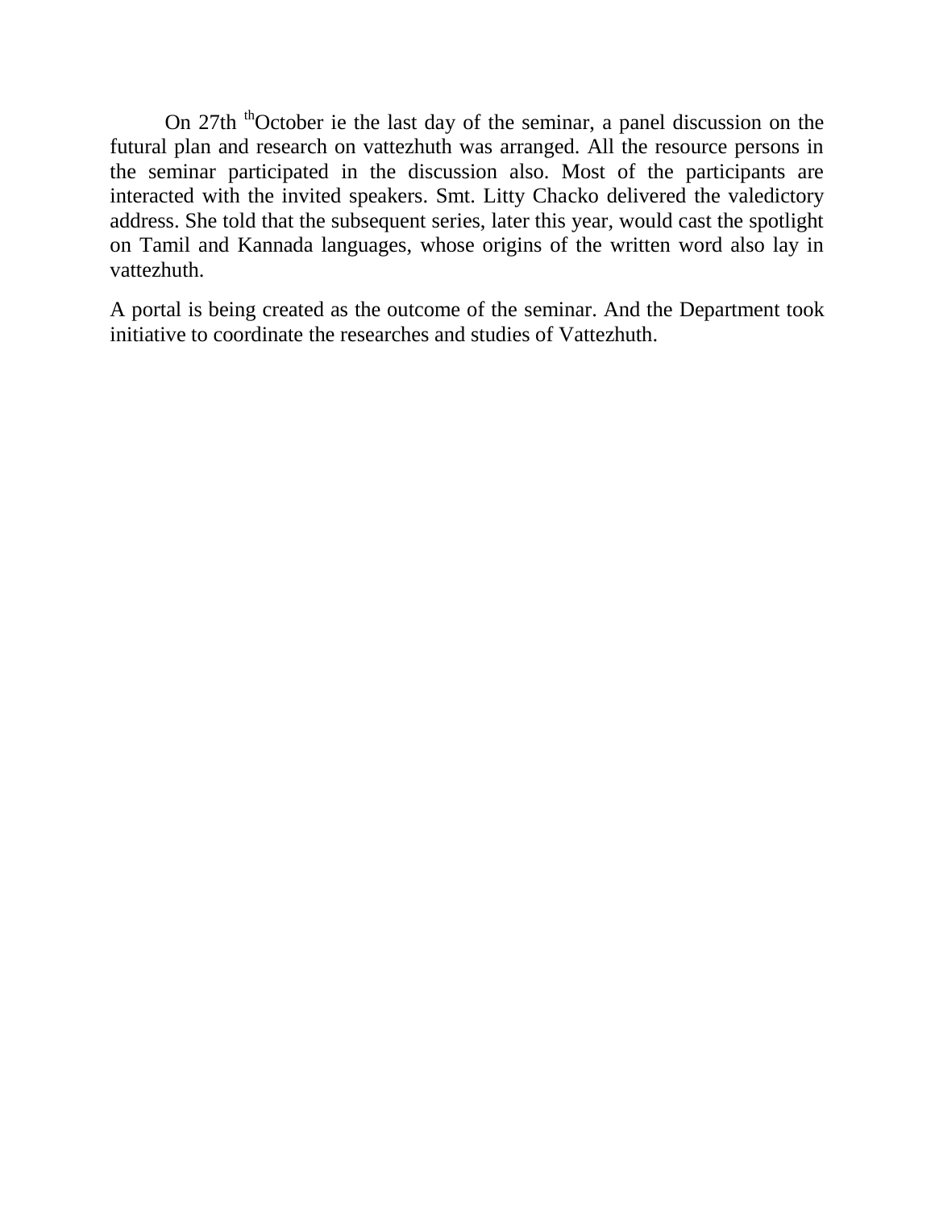On 27th [th]October ie the last day of the seminar, a panel discussion on the futural plan and research on vattezhuth was arranged. All the resource persons in the seminar participated in the discussion also. Most of the participants are interacted with the invited speakers. Smt. Litty Chacko delivered the valedictory address. She told that the subsequent series, later this year, would cast the spotlight on Tamil and Kannada languages, whose origins of the written word also lay in vattezhuth.

A portal is being created as the outcome of the seminar. And the Department took initiative to coordinate the researches and studies of Vattezhuth.